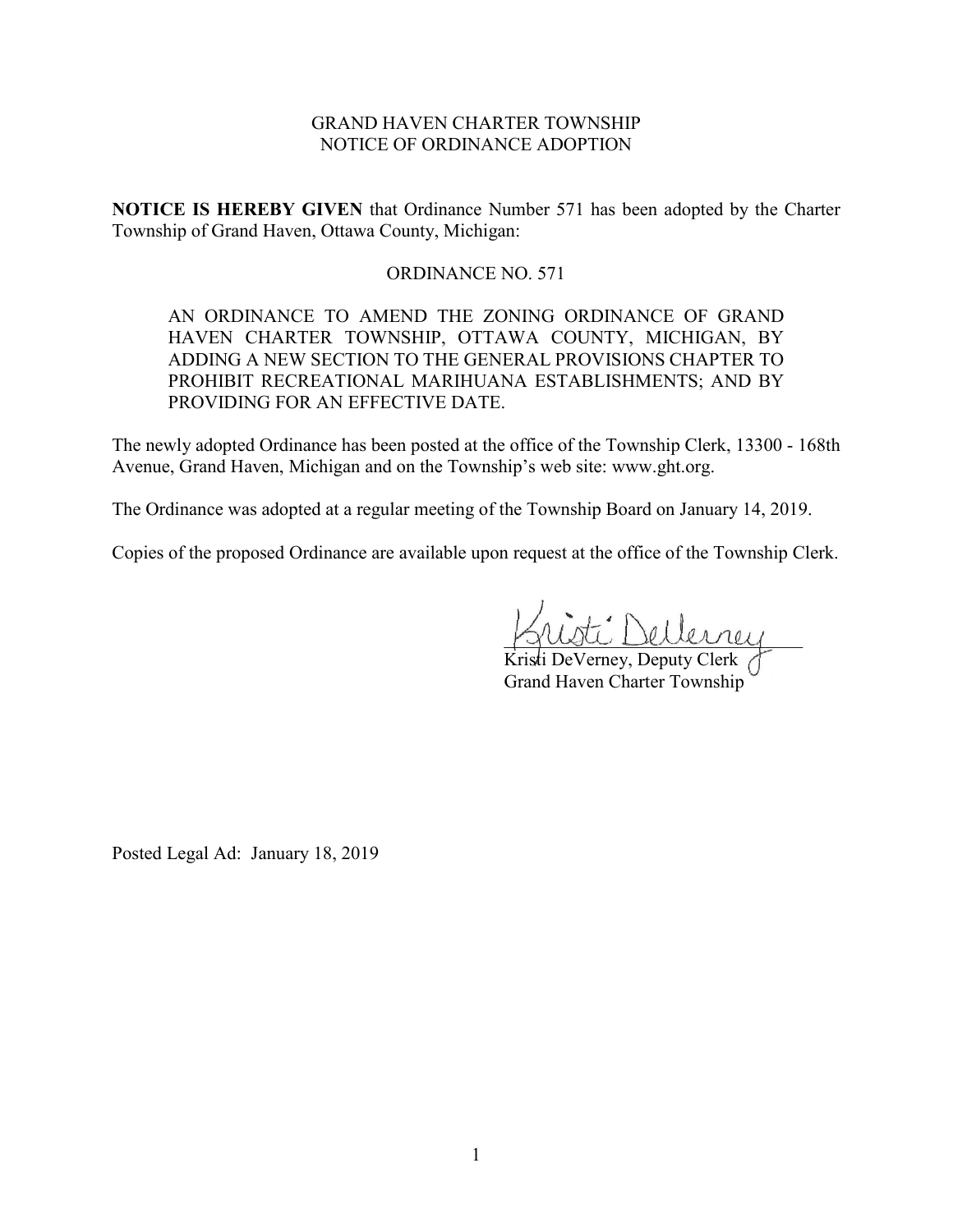GRAND HAVEN CHARTER TOWNSHIP
NOTICE OF ORDINANCE ADOPTION

**NOTICE IS HEREBY GIVEN** that Ordinance Number 571 has been adopted by the Charter Township of Grand Haven, Ottawa County, Michigan:

ORDINANCE NO. 571

AN ORDINANCE TO AMEND THE ZONING ORDINANCE OF GRAND HAVEN CHARTER TOWNSHIP, OTTAWA COUNTY, MICHIGAN, BY ADDING A NEW SECTION TO THE GENERAL PROVISIONS CHAPTER TO PROHIBIT RECREATIONAL MARIHUANA ESTABLISHMENTS; AND BY PROVIDING FOR AN EFFECTIVE DATE.

The newly adopted Ordinance has been posted at the office of the Township Clerk, 13300 - 168th Avenue, Grand Haven, Michigan and on the Township's web site: www.ght.org.

The Ordinance was adopted at a regular meeting of the Township Board on January 14, 2019.

Copies of the proposed Ordinance are available upon request at the office of the Township Clerk.

Kristi DeVerney, Deputy Clerk
Grand Haven Charter Township

Posted Legal Ad: January 18, 2019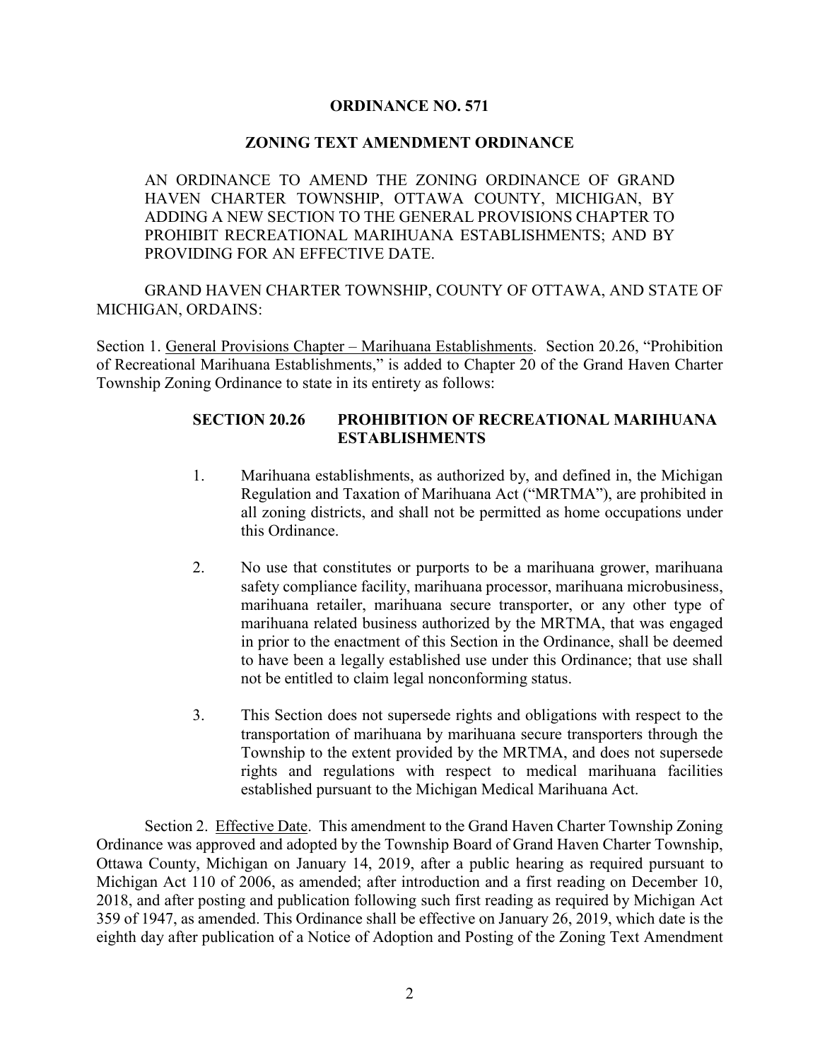# ORDINANCE NO. 571

## ZONING TEXT AMENDMENT ORDINANCE

AN ORDINANCE TO AMEND THE ZONING ORDINANCE OF GRAND HAVEN CHARTER TOWNSHIP, OTTAWA COUNTY, MICHIGAN, BY ADDING A NEW SECTION TO THE GENERAL PROVISIONS CHAPTER TO PROHIBIT RECREATIONAL MARIHUANA ESTABLISHMENTS; AND BY PROVIDING FOR AN EFFECTIVE DATE.

GRAND HAVEN CHARTER TOWNSHIP, COUNTY OF OTTAWA, AND STATE OF MICHIGAN, ORDAINS:

Section 1. General Provisions Chapter – Marihuana Establishments. Section 20.26, "Prohibition of Recreational Marihuana Establishments," is added to Chapter 20 of the Grand Haven Charter Township Zoning Ordinance to state in its entirety as follows:

### SECTION 20.26 PROHIBITION OF RECREATIONAL MARIHUANA ESTABLISHMENTS

1. Marihuana establishments, as authorized by, and defined in, the Michigan Regulation and Taxation of Marihuana Act ("MRTMA"), are prohibited in all zoning districts, and shall not be permitted as home occupations under this Ordinance.

2. No use that constitutes or purports to be a marihuana grower, marihuana safety compliance facility, marihuana processor, marihuana microbusiness, marihuana retailer, marihuana secure transporter, or any other type of marihuana related business authorized by the MRTMA, that was engaged in prior to the enactment of this Section in the Ordinance, shall be deemed to have been a legally established use under this Ordinance; that use shall not be entitled to claim legal nonconforming status.

3. This Section does not supersede rights and obligations with respect to the transportation of marihuana by marihuana secure transporters through the Township to the extent provided by the MRTMA, and does not supersede rights and regulations with respect to medical marihuana facilities established pursuant to the Michigan Medical Marihuana Act.

Section 2. Effective Date. This amendment to the Grand Haven Charter Township Zoning Ordinance was approved and adopted by the Township Board of Grand Haven Charter Township, Ottawa County, Michigan on January 14, 2019, after a public hearing as required pursuant to Michigan Act 110 of 2006, as amended; after introduction and a first reading on December 10, 2018, and after posting and publication following such first reading as required by Michigan Act 359 of 1947, as amended. This Ordinance shall be effective on January 26, 2019, which date is the eighth day after publication of a Notice of Adoption and Posting of the Zoning Text Amendment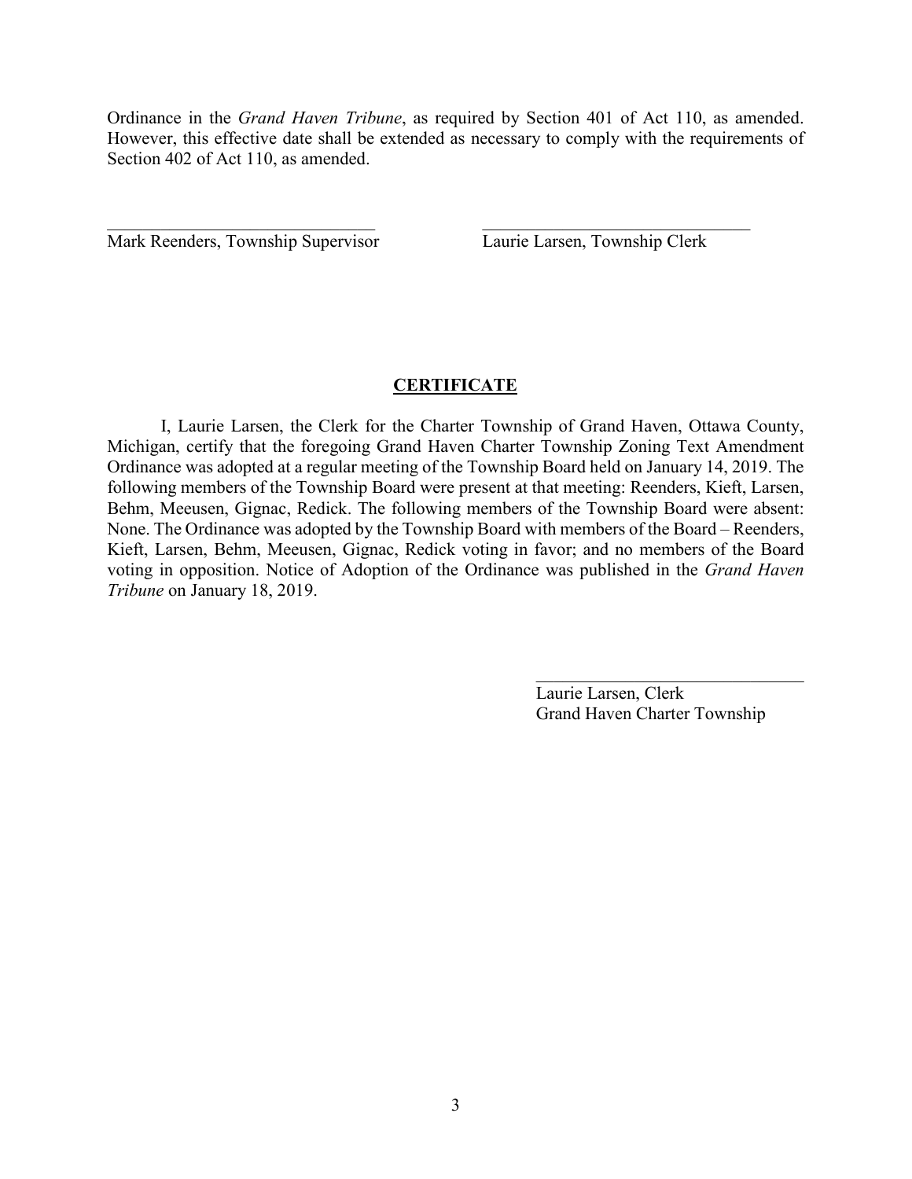Ordinance in the *Grand Haven Tribune*, as required by Section 401 of Act 110, as amended. However, this effective date shall be extended as necessary to comply with the requirements of Section 402 of Act 110, as amended.

\_\_\_\_\_\_\_\_\_\_\_\_\_\_\_\_\_\_\_\_\_\_\_\_\_\_\_\_\_\_\_ 
Mark Reenders, Township Supervisor

\_\_\_\_\_\_\_\_\_\_\_\_\_\_\_\_\_\_\_\_\_\_\_\_\_\_\_\_\_\_\_ 
Laurie Larsen, Township Clerk

## CERTIFICATE

I, Laurie Larsen, the Clerk for the Charter Township of Grand Haven, Ottawa County, Michigan, certify that the foregoing Grand Haven Charter Township Zoning Text Amendment Ordinance was adopted at a regular meeting of the Township Board held on January 14, 2019. The following members of the Township Board were present at that meeting: Reenders, Kieft, Larsen, Behm, Meeusen, Gignac, Redick. The following members of the Township Board were absent: None. The Ordinance was adopted by the Township Board with members of the Board – Reenders, Kieft, Larsen, Behm, Meeusen, Gignac, Redick voting in favor; and no members of the Board voting in opposition. Notice of Adoption of the Ordinance was published in the *Grand Haven Tribune* on January 18, 2019.

\_\_\_\_\_\_\_\_\_\_\_\_\_\_\_\_\_\_\_\_\_\_\_\_\_\_\_\_\_\_\_ 
Laurie Larsen, Clerk 
Grand Haven Charter Township